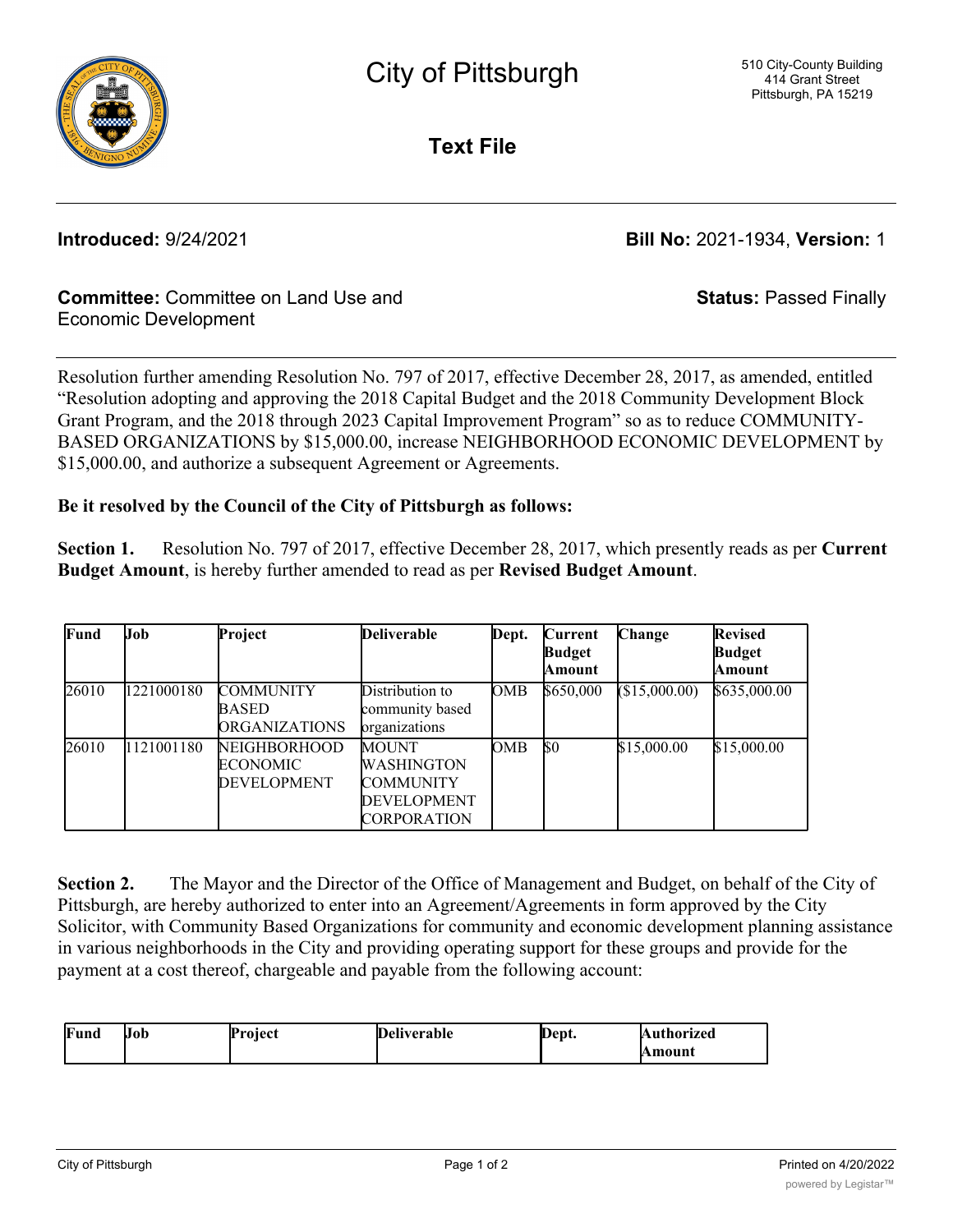# City of Pittsburgh

510 City-County Building
414 Grant Street
Pittsburgh, PA 15219

## Text File

**Introduced:** 9/24/2021

**Bill No:** 2021-1934, **Version:** 1

**Committee:** Committee on Land Use and Economic Development

**Status:** Passed Finally

Resolution further amending Resolution No. 797 of 2017, effective December 28, 2017, as amended, entitled "Resolution adopting and approving the 2018 Capital Budget and the 2018 Community Development Block Grant Program, and the 2018 through 2023 Capital Improvement Program" so as to reduce COMMUNITY-BASED ORGANIZATIONS by $15,000.00, increase NEIGHBORHOOD ECONOMIC DEVELOPMENT by $15,000.00, and authorize a subsequent Agreement or Agreements.

**Be it resolved by the Council of the City of Pittsburgh as follows:**

**Section 1.** Resolution No. 797 of 2017, effective December 28, 2017, which presently reads as per **Current Budget Amount**, is hereby further amended to read as per **Revised Budget Amount**.

| Fund | Job | Project | Deliverable | Dept. | Current Budget Amount | Change | Revised Budget Amount |
|---|---|---|---|---|---|---|---|
| 26010 | 1221000180 | COMMUNITY BASED ORGANIZATIONS | Distribution to community based organizations | OMB | $650,000 | ($15,000.00) | $635,000.00 |
| 26010 | 1121001180 | NEIGHBORHOOD ECONOMIC DEVELOPMENT | MOUNT WASHINGTON COMMUNITY DEVELOPMENT CORPORATION | OMB | $0 | $15,000.00 | $15,000.00 |

**Section 2.** The Mayor and the Director of the Office of Management and Budget, on behalf of the City of Pittsburgh, are hereby authorized to enter into an Agreement/Agreements in form approved by the City Solicitor, with Community Based Organizations for community and economic development planning assistance in various neighborhoods in the City and providing operating support for these groups and provide for the payment at a cost thereof, chargeable and payable from the following account:

| Fund | Job | Project | Deliverable | Dept. | Authorized Amount |
|---|---|---|---|---|---|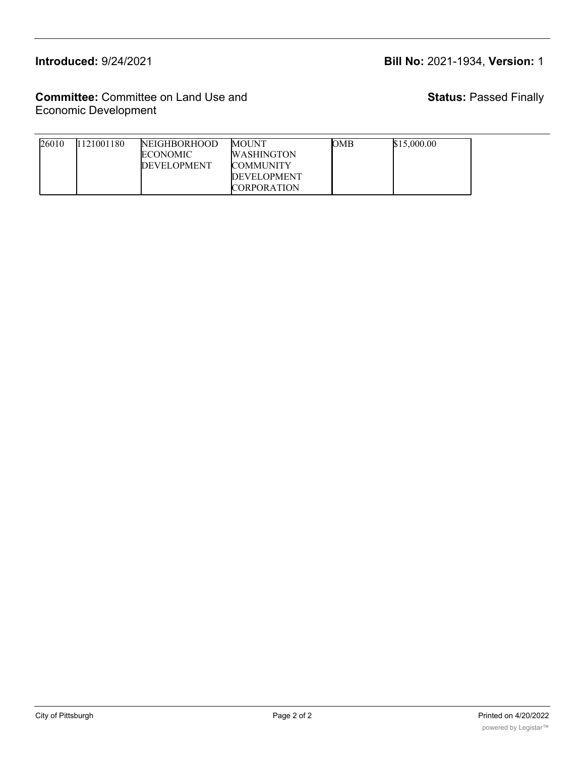| | | | | | |
|---|---|---|---|---|---|
| 26010 | 1121001180 | NEIGHBORHOOD ECONOMIC DEVELOPMENT | MOUNT WASHINGTON COMMUNITY DEVELOPMENT CORPORATION | OMB | $15,000.00 |